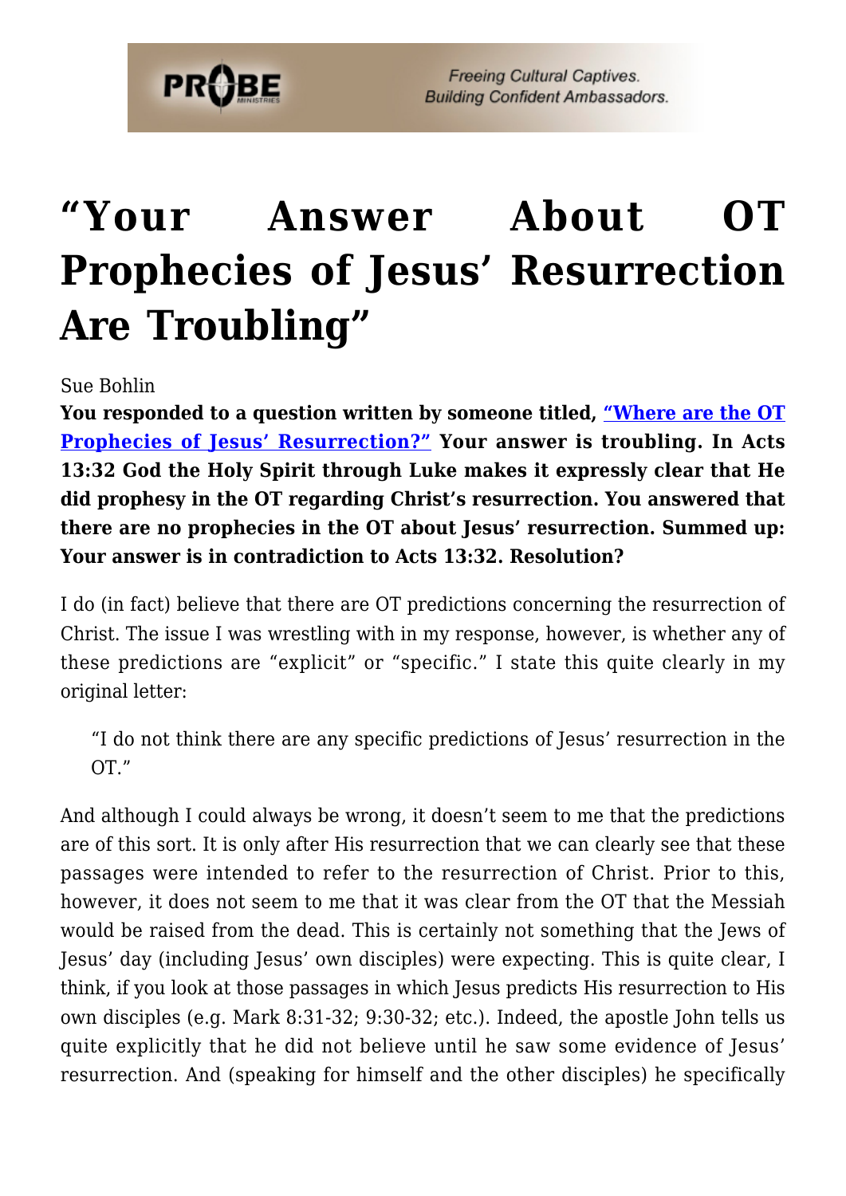# "Your Answer About OT Prophecies of Jesus' Resurrection Are Troubling"

Sue Bohlin

**You responded to a question written by someone titled, "Where are the OT Prophecies of Jesus' Resurrection?" Your answer is troubling. In Acts 13:32 God the Holy Spirit through Luke makes it expressly clear that He did prophesy in the OT regarding Christ's resurrection. You answered that there are no prophecies in the OT about Jesus' resurrection. Summed up: Your answer is in contradiction to Acts 13:32. Resolution?**

I do (in fact) believe that there are OT predictions concerning the resurrection of Christ. The issue I was wrestling with in my response, however, is whether any of these predictions are "explicit" or "specific." I state this quite clearly in my original letter:

> "I do not think there are any specific predictions of Jesus' resurrection in the OT."

And although I could always be wrong, it doesn't seem to me that the predictions are of this sort. It is only after His resurrection that we can clearly see that these passages were intended to refer to the resurrection of Christ. Prior to this, however, it does not seem to me that it was clear from the OT that the Messiah would be raised from the dead. This is certainly not something that the Jews of Jesus' day (including Jesus' own disciples) were expecting. This is quite clear, I think, if you look at those passages in which Jesus predicts His resurrection to His own disciples (e.g. Mark 8:31-32; 9:30-32; etc.). Indeed, the apostle John tells us quite explicitly that he did not believe until he saw some evidence of Jesus' resurrection. And (speaking for himself and the other disciples) he specifically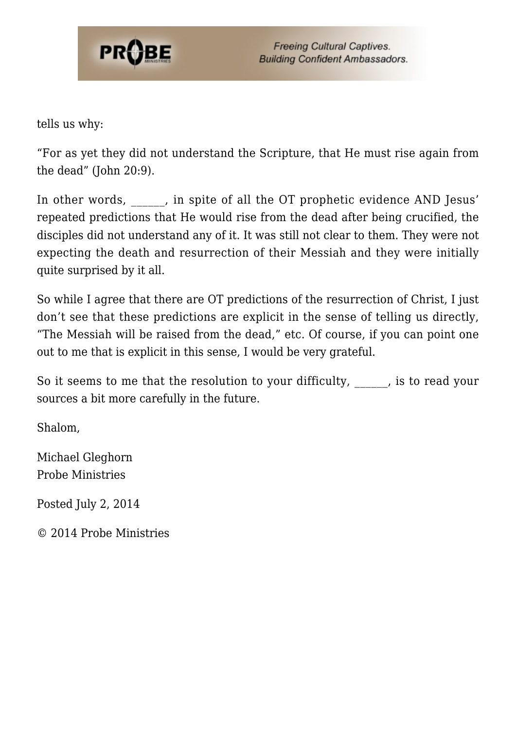tells us why:

"For as yet they did not understand the Scripture, that He must rise again from the dead" (John 20:9).

In other words, ______, in spite of all the OT prophetic evidence AND Jesus' repeated predictions that He would rise from the dead after being crucified, the disciples did not understand any of it. It was still not clear to them. They were not expecting the death and resurrection of their Messiah and they were initially quite surprised by it all.

So while I agree that there are OT predictions of the resurrection of Christ, I just don't see that these predictions are explicit in the sense of telling us directly, "The Messiah will be raised from the dead," etc. Of course, if you can point one out to me that is explicit in this sense, I would be very grateful.

So it seems to me that the resolution to your difficulty, ______, is to read your sources a bit more carefully in the future.

Shalom,

Michael Gleghorn
Probe Ministries

Posted July 2, 2014

© 2014 Probe Ministries